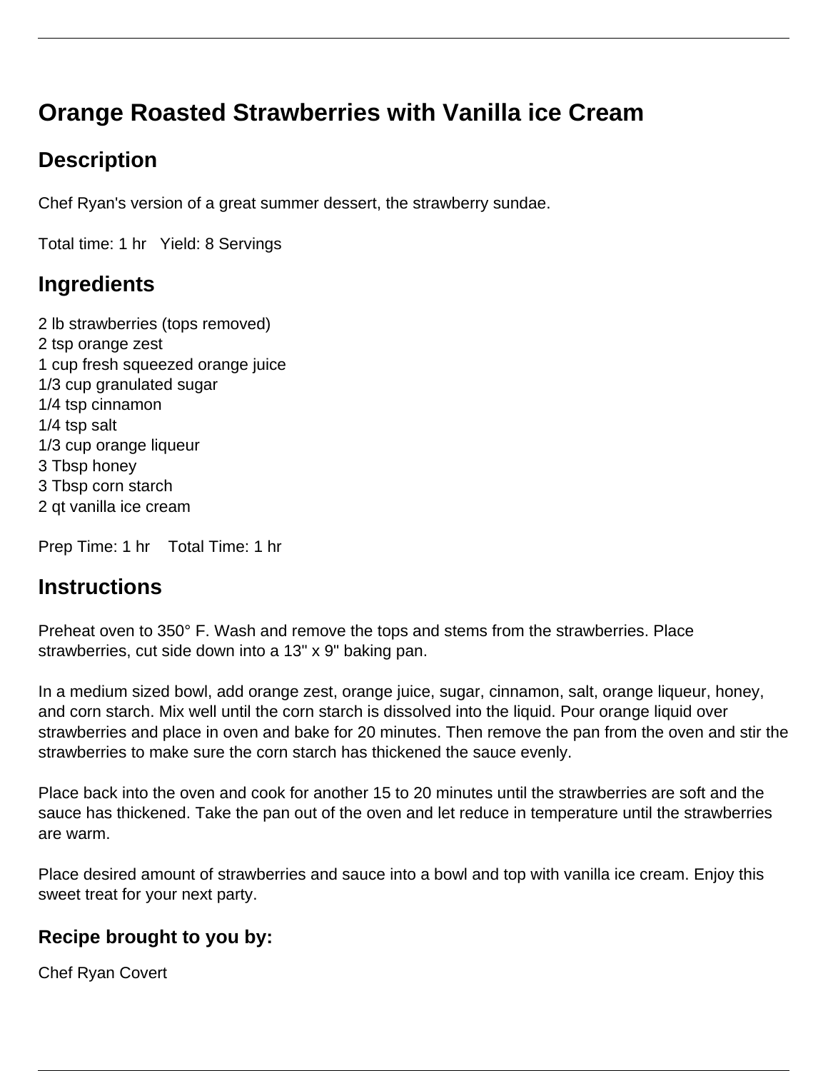# Orange Roasted Strawberries with Vanilla ice Cream

## Description

Chef Ryan's version of a great summer dessert, the strawberry sundae.

Total time: 1 hr   Yield: 8 Servings

## Ingredients

2 lb strawberries (tops removed)
2 tsp orange zest
1 cup fresh squeezed orange juice
1/3 cup granulated sugar
1/4 tsp cinnamon
1/4 tsp salt
1/3 cup orange liqueur
3 Tbsp honey
3 Tbsp corn starch
2 qt vanilla ice cream

Prep Time: 1 hr   Total Time: 1 hr

## Instructions

Preheat oven to 350° F. Wash and remove the tops and stems from the strawberries. Place strawberries, cut side down into a 13" x 9" baking pan.

In a medium sized bowl, add orange zest, orange juice, sugar, cinnamon, salt, orange liqueur, honey, and corn starch. Mix well until the corn starch is dissolved into the liquid. Pour orange liquid over strawberries and place in oven and bake for 20 minutes. Then remove the pan from the oven and stir the strawberries to make sure the corn starch has thickened the sauce evenly.

Place back into the oven and cook for another 15 to 20 minutes until the strawberries are soft and the sauce has thickened. Take the pan out of the oven and let reduce in temperature until the strawberries are warm.

Place desired amount of strawberries and sauce into a bowl and top with vanilla ice cream. Enjoy this sweet treat for your next party.

### Recipe brought to you by:

Chef Ryan Covert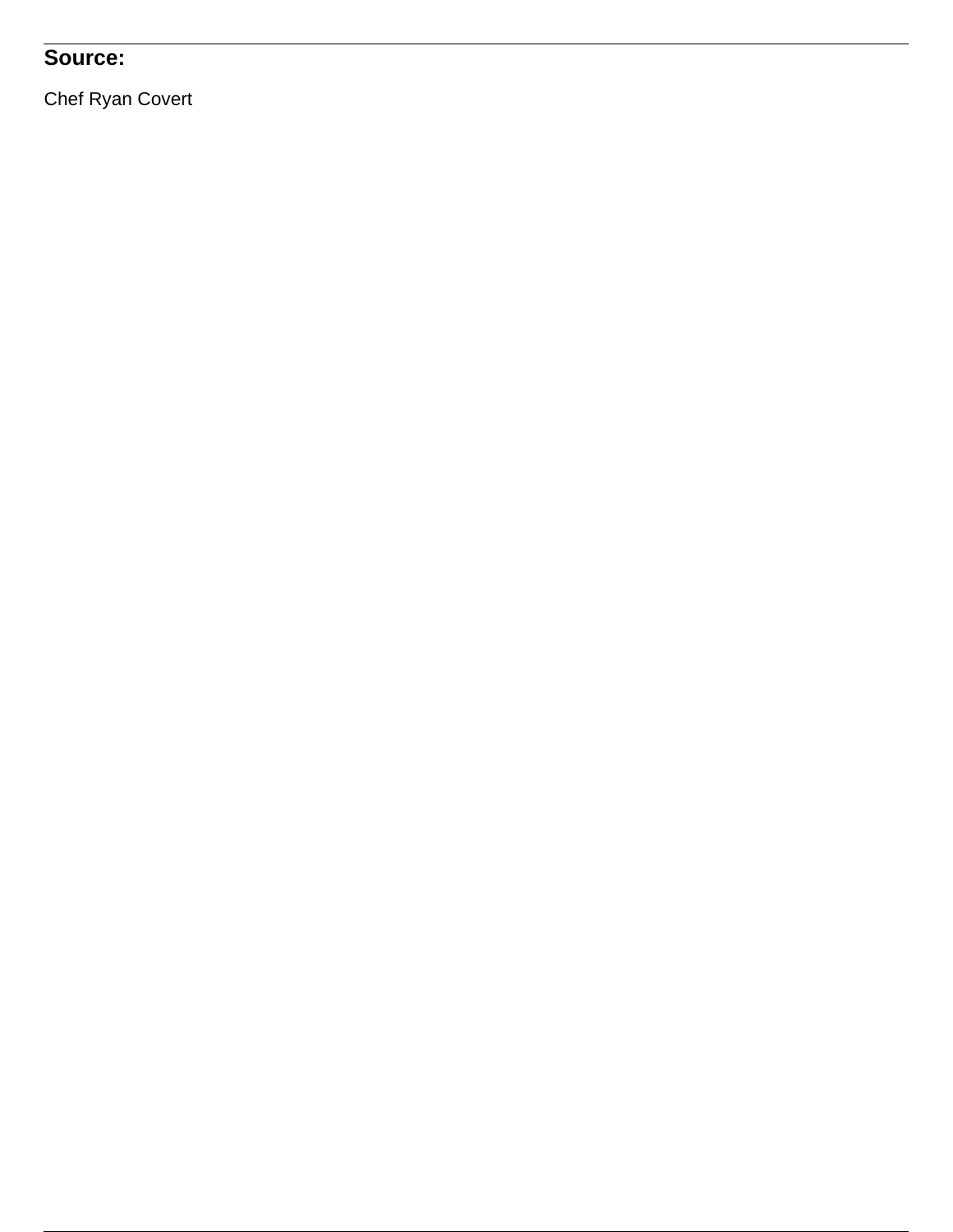## Source:

Chef Ryan Covert